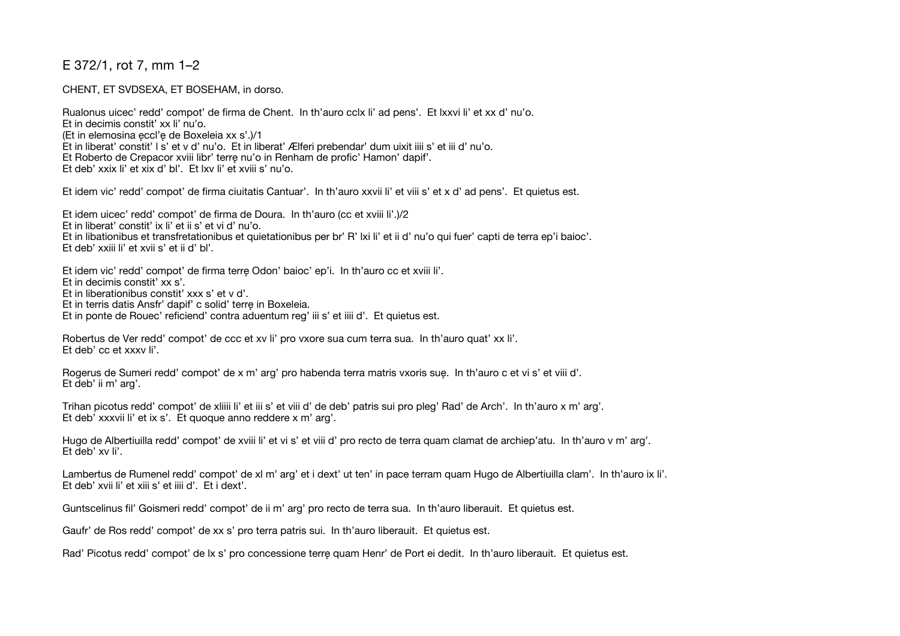# E 372/1, rot 7, mm 1–2

CHENT, ET SVDSEXA, ET BOSEHAM, in dorso.

Rualonus uicec' redd' compot' de firma de Chent. In th'auro cclx li' ad pens'. Et lxxvi li' et xx d' nu'o.
Et in decimis constit' xx li' nu'o.
(Et in elemosina ęccl'ę de Boxeleia xx s'.)/1
Et in liberat' constit' l s' et v d' nu'o. Et in liberat' Ælferi prebendar' dum uixit iiii s' et iii d' nu'o.
Et Roberto de Crepacor xviii libr' terrę nu'o in Renham de profic' Hamon' dapif'.
Et deb' xxix li' et xix d' bl'. Et lxv li' et xviii s' nu'o.

Et idem vic' redd' compot' de firma ciuitatis Cantuar'. In th'auro xxvii li' et viii s' et x d' ad pens'. Et quietus est.

Et idem uicec' redd' compot' de firma de Doura. In th'auro (cc et xviii li'.)/2
Et in liberat' constit' ix li' et ii s' et vi d' nu'o.
Et in libationibus et transfretationibus et quietationibus per br' R' lxi li' et ii d' nu'o qui fuer' capti de terra ep'i baioc'.
Et deb' xxiii li' et xvii s' et ii d' bl'.

Et idem vic' redd' compot' de firma terrę Odon' baioc' ep'i. In th'auro cc et xviii li'.
Et in decimis constit' xx s'.
Et in liberationibus constit' xxx s' et v d'.
Et in terris datis Ansfr' dapif' c solid' terrę in Boxeleia.
Et in ponte de Rouec' reficiend' contra aduentum reg' iii s' et iiii d'. Et quietus est.

Robertus de Ver redd' compot' de ccc et xv li' pro vxore sua cum terra sua. In th'auro quat' xx li'.
Et deb' cc et xxxv li'.

Rogerus de Sumeri redd' compot' de x m' arg' pro habenda terra matris vxoris suę. In th'auro c et vi s' et viii d'.
Et deb' ii m' arg'.

Trihan picotus redd' compot' de xliiii li' et iii s' et viii d' de deb' patris sui pro pleg' Rad' de Arch'. In th'auro x m' arg'.
Et deb' xxxvii li' et ix s'. Et quoque anno reddere x m' arg'.

Hugo de Albertiuilla redd' compot' de xviii li' et vi s' et viii d' pro recto de terra quam clamat de archiep'atu. In th'auro v m' arg'.
Et deb' xv li'.

Lambertus de Rumenel redd' compot' de xl m' arg' et i dext' ut ten' in pace terram quam Hugo de Albertiuilla clam'. In th'auro ix li'.
Et deb' xvii li' et xiii s' et iiii d'. Et i dext'.

Guntscelinus fil' Goismeri redd' compot' de ii m' arg' pro recto de terra sua. In th'auro liberauit. Et quietus est.

Gaufr' de Ros redd' compot' de xx s' pro terra patris sui. In th'auro liberauit. Et quietus est.

Rad' Picotus redd' compot' de lx s' pro concessione terrę quam Henr' de Port ei dedit. In th'auro liberauit. Et quietus est.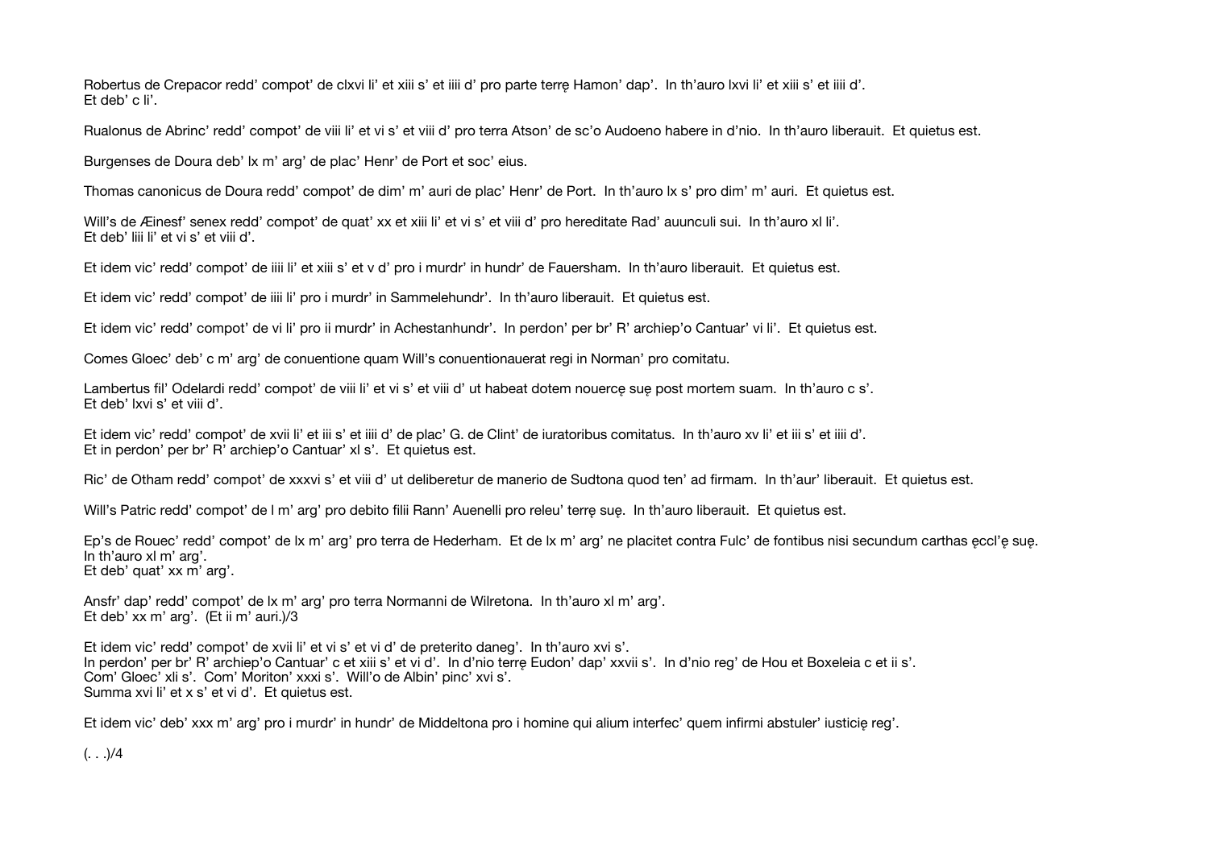Robertus de Crepacor redd' compot' de clxvi li' et xiii s' et iiii d' pro parte terrę Hamon' dap'. In th'auro lxvi li' et xiii s' et iiii d'.
Et deb' c li'.

Rualonus de Abrinc' redd' compot' de viii li' et vi s' et viii d' pro terra Atson' de sc'o Audoeno habere in d'nio. In th'auro liberauit. Et quietus est.

Burgenses de Doura deb' lx m' arg' de plac' Henr' de Port et soc' eius.

Thomas canonicus de Doura redd' compot' de dim' m' auri de plac' Henr' de Port. In th'auro lx s' pro dim' m' auri. Et quietus est.

Will's de Æinesf' senex redd' compot' de quat' xx et xiii li' et vi s' et viii d' pro hereditate Rad' auunculi sui. In th'auro xl li'.
Et deb' liii li' et vi s' et viii d'.

Et idem vic' redd' compot' de iiii li' et xiii s' et v d' pro i murdr' in hundr' de Fauersham. In th'auro liberauit. Et quietus est.

Et idem vic' redd' compot' de iiii li' pro i murdr' in Sammelehundr'. In th'auro liberauit. Et quietus est.

Et idem vic' redd' compot' de vi li' pro ii murdr' in Achestanhundr'. In perdon' per br' R' archiep'o Cantuar' vi li'. Et quietus est.

Comes Gloec' deb' c m' arg' de conuentione quam Will's conuentionauerat regi in Norman' pro comitatu.

Lambertus fil' Odelardi redd' compot' de viii li' et vi s' et viii d' ut habeat dotem nouercę suę post mortem suam. In th'auro c s'.
Et deb' lxvi s' et viii d'.

Et idem vic' redd' compot' de xvii li' et iii s' et iiii d' de plac' G. de Clint' de iuratoribus comitatus. In th'auro xv li' et iii s' et iiii d'.
Et in perdon' per br' R' archiep'o Cantuar' xl s'. Et quietus est.

Ric' de Otham redd' compot' de xxxvi s' et viii d' ut delibere tur de manerio de Sudtona quod ten' ad firmam. In th'aur' liberauit. Et quietus est.

Will's Patric redd' compot' de l m' arg' pro debito filii Rann' Auenelli pro releu' terrę suę. In th'auro liberauit. Et quietus est.

Ep's de Rouec' redd' compot' de lx m' arg' pro terra de Hederham. Et de lx m' arg' ne placitet contra Fulc' de fontibus nisi secundum carthas ęccl'ę suę.
In th'auro xl m' arg'.
Et deb' quat' xx m' arg'.

Ansfr' dap' redd' compot' de lx m' arg' pro terra Normanni de Wilretona. In th'auro xl m' arg'.
Et deb' xx m' arg'. (Et ii m' auri.)/3

Et idem vic' redd' compot' de xvii li' et vi s' et vi d' de preterito daneg'. In th'auro xvi s'.
In perdon' per br' R' archiep'o Cantuar' c et xiii s' et vi d'. In d'nio terrę Eudon' dap' xxvii s'. In d'nio reg' de Hou et Boxeleia c et ii s'.
Com' Gloec' xli s'. Com' Moriton' xxxi s'. Will'o de Albin' pinc' xvi s'.
Summa xvi li' et x s' et vi d'. Et quietus est.

Et idem vic' deb' xxx m' arg' pro i murdr' in hundr' de Middeltona pro i homine qui alium interfec' quem infirmi abstuler' iusticię reg'.

(. . .)/4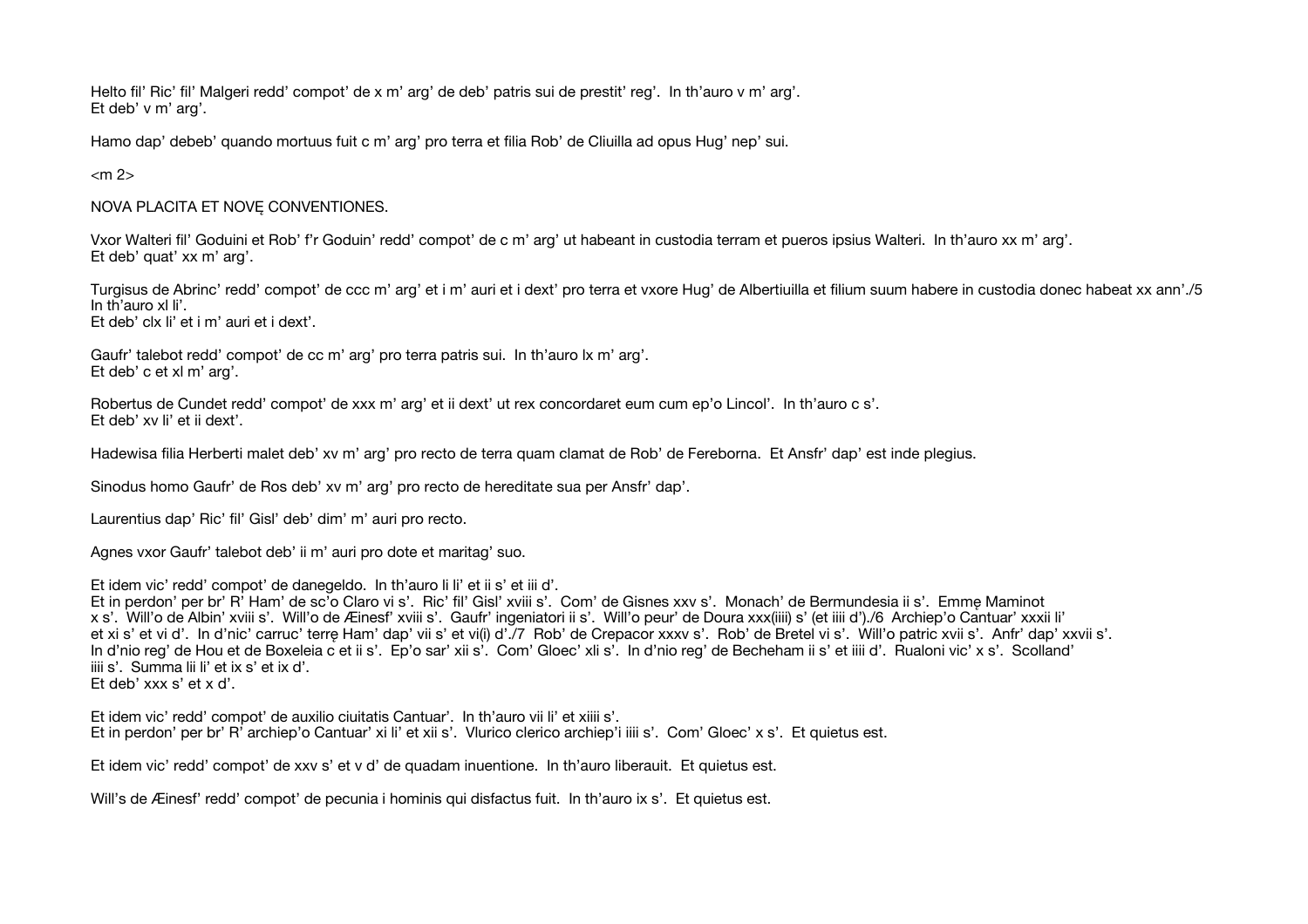Helto fil' Ric' fil' Malgeri redd' compot' de x m' arg' de deb' patris sui de prestit' reg'. In th'auro v m' arg'.
Et deb' v m' arg'.

Hamo dap' debeb' quando mortuus fuit c m' arg' pro terra et filia Rob' de Cliuilla ad opus Hug' nep' sui.

<m 2>

NOVA PLACITA ET NOVĘ CONVENTIONES.

Vxor Walteri fil' Goduini et Rob' f'r Goduin' redd' compot' de c m' arg' ut habeant in custodia terram et pueros ipsius Walteri. In th'auro xx m' arg'.
Et deb' quat' xx m' arg'.

Turgisus de Abrinc' redd' compot' de ccc m' arg' et i m' auri et i dext' pro terra et vxore Hug' de Albertiuilla et filium suum habere in custodia donec habeat xx ann'./5
In th'auro xl li'.
Et deb' clx li' et i m' auri et i dext'.

Gaufr' talebot redd' compot' de cc m' arg' pro terra patris sui. In th'auro lx m' arg'.
Et deb' c et xl m' arg'.

Robertus de Cundet redd' compot' de xxx m' arg' et ii dext' ut rex concordaret eum cum ep'o Lincol'. In th'auro c s'.
Et deb' xv li' et ii dext'.

Hadewisa filia Herberti malet deb' xv m' arg' pro recto de terra quam clamat de Rob' de Fereborna. Et Ansfr' dap' est inde plegius.

Sinodus homo Gaufr' de Ros deb' xv m' arg' pro recto de hereditate sua per Ansfr' dap'.

Laurentius dap' Ric' fil' Gisl' deb' dim' m' auri pro recto.

Agnes vxor Gaufr' talebot deb' ii m' auri pro dote et maritag' suo.

Et idem vic' redd' compot' de danegeldo. In th'auro li li' et ii s' et iii d'.
Et in perdon' per br' R' Ham' de sc'o Claro vi s'. Ric' fil' Gisl' xviii s'. Com' de Gisnes xxv s'. Monach' de Bermundesia ii s'. Emmę Maminot x s'. Will'o de Albin' xviii s'. Will'o de Æinesf' xviii s'. Gaufr' ingeniatori ii s'. Will'o peur' de Doura xxx(iiii) s' (et iiii d')./6 Archiep'o Cantuar' xxxii li' et xi s' et vi d'. In d'nic' carruc' terrę Ham' dap' vii s' et vi(i) d'./7 Rob' de Crepacor xxxv s'. Rob' de Bretel vi s'. Will'o patric xvii s'. Anfr' dap' xxvii s'. In d'nio reg' de Hou et de Boxeleia c et ii s'. Ep'o sar' xii s'. Com' Gloec' xli s'. In d'nio reg' de Becheham ii s' et iiii d'. Rualoni vic' x s'. Scolland' iiii s'. Summa lii li' et ix s' et ix d'.
Et deb' xxx s' et x d'.

Et idem vic' redd' compot' de auxilio ciuitatis Cantuar'. In th'auro vii li' et xiiii s'.
Et in perdon' per br' R' archiep'o Cantuar' xi li' et xii s'. Vlurico clerico archiep'i iiii s'. Com' Gloec' x s'. Et quietus est.

Et idem vic' redd' compot' de xxv s' et v d' de quadam inuentione. In th'auro liberauit. Et quietus est.

Will's de Æinesf' redd' compot' de pecunia i hominis qui disfactus fuit. In th'auro ix s'. Et quietus est.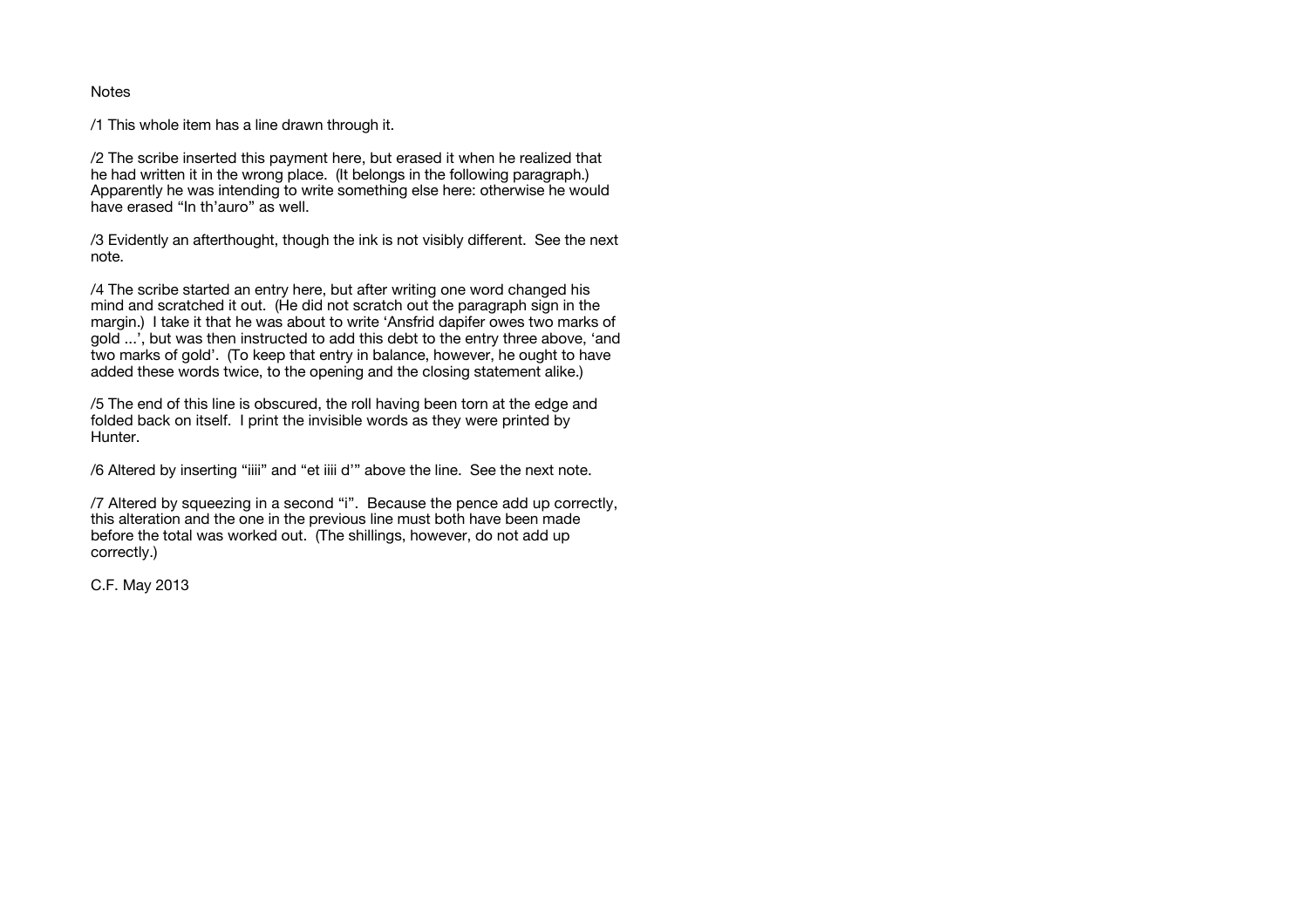Notes

/1 This whole item has a line drawn through it.

/2 The scribe inserted this payment here, but erased it when he realized that he had written it in the wrong place. (It belongs in the following paragraph.) Apparently he was intending to write something else here: otherwise he would have erased "In th'auro" as well.

/3 Evidently an afterthought, though the ink is not visibly different. See the next note.

/4 The scribe started an entry here, but after writing one word changed his mind and scratched it out. (He did not scratch out the paragraph sign in the margin.) I take it that he was about to write 'Ansfrid dapifer owes two marks of gold ...', but was then instructed to add this debt to the entry three above, 'and two marks of gold'. (To keep that entry in balance, however, he ought to have added these words twice, to the opening and the closing statement alike.)

/5 The end of this line is obscured, the roll having been torn at the edge and folded back on itself. I print the invisible words as they were printed by Hunter.

/6 Altered by inserting "iiii" and "et iiii d'" above the line. See the next note.

/7 Altered by squeezing in a second "i". Because the pence add up correctly, this alteration and the one in the previous line must both have been made before the total was worked out. (The shillings, however, do not add up correctly.)

C.F. May 2013